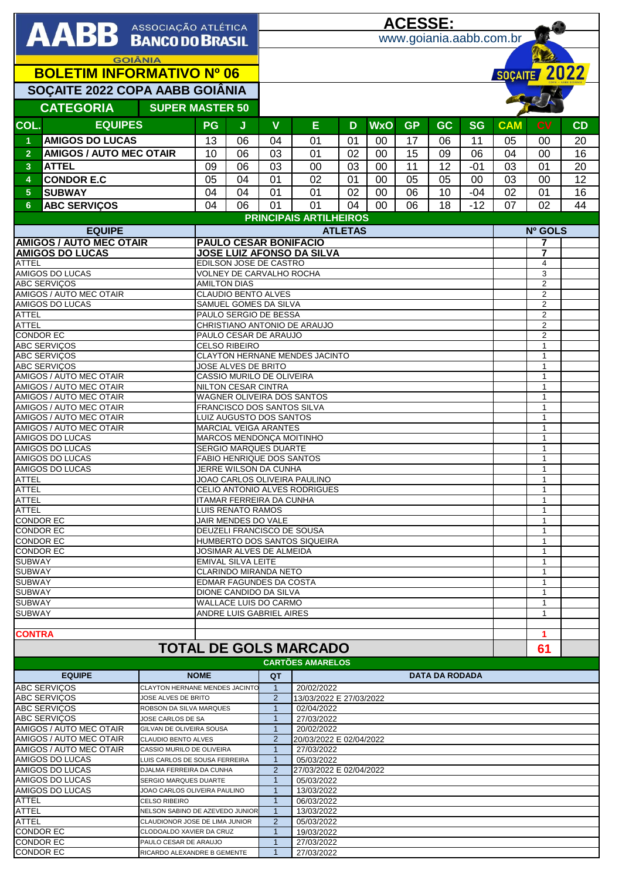# AABB ASSOCIAÇÃO ATLÉTICA BANCO DO BRASIL

GOIÂNIA

ACESSE: www.goiania.aabb.com.br

## BOLETIM INFORMATIVO Nº 06

## SOÇAITE 2022 COPA AABB GOIÂNIA

**CATEGORIA** SUPER MASTER 50

SOÇAITE 2022

| COL. | EQUIPES | PG | J | V | E | D | WxO | GP | GC | SG | CAM | CV | CD |
|---|---|---|---|---|---|---|---|---|---|---|---|---|---|
| 1 | AMIGOS DO LUCAS | 13 | 06 | 04 | 01 | 01 | 00 | 17 | 06 | 11 | 05 | 00 | 20 |
| 2 | AMIGOS / AUTO MEC OTAIR | 10 | 06 | 03 | 01 | 02 | 00 | 15 | 09 | 06 | 04 | 00 | 16 |
| 3 | ATTEL | 09 | 06 | 03 | 00 | 03 | 00 | 11 | 12 | -01 | 03 | 01 | 20 |
| 4 | CONDOR E.C | 05 | 04 | 01 | 02 | 01 | 00 | 05 | 05 | 00 | 03 | 00 | 12 |
| 5 | SUBWAY | 04 | 04 | 01 | 01 | 02 | 00 | 06 | 10 | -04 | 02 | 01 | 16 |
| 6 | ABC SERVIÇOS | 04 | 06 | 01 | 01 | 04 | 00 | 06 | 18 | -12 | 07 | 02 | 44 |

### PRINCIPAIS ARTILHEIROS

| EQUIPE | ATLETAS | Nº GOLS |
|---|---|---|
| AMIGOS / AUTO MEC OTAIR | PAULO CESAR BONIFACIO | 7 |
| AMIGOS DO LUCAS | JOSE LUIZ AFONSO DA SILVA | 7 |
| ATTEL | EDILSON JOSE DE CASTRO | 4 |
| AMIGOS DO LUCAS | VOLNEY DE CARVALHO ROCHA | 3 |
| ABC SERVIÇOS | AMILTON DIAS | 2 |
| AMIGOS / AUTO MEC OTAIR | CLAUDIO BENTO ALVES | 2 |
| AMIGOS DO LUCAS | SAMUEL GOMES DA SILVA | 2 |
| ATTEL | PAULO SERGIO DE BESSA | 2 |
| ATTEL | CHRISTIANO ANTONIO DE ARAUJO | 2 |
| CONDOR EC | PAULO CESAR DE ARAUJO | 2 |
| ABC SERVIÇOS | CELSO RIBEIRO | 1 |
| ABC SERVIÇOS | CLAYTON HERNANE MENDES JACINTO | 1 |
| ABC SERVIÇOS | JOSE ALVES DE BRITO | 1 |
| AMIGOS / AUTO MEC OTAIR | CASSIO MURILO DE OLIVEIRA | 1 |
| AMIGOS / AUTO MEC OTAIR | NILTON CESAR CINTRA | 1 |
| AMIGOS / AUTO MEC OTAIR | WAGNER OLIVEIRA DOS SANTOS | 1 |
| AMIGOS / AUTO MEC OTAIR | FRANCISCO DOS SANTOS SILVA | 1 |
| AMIGOS / AUTO MEC OTAIR | LUIZ AUGUSTO DOS SANTOS | 1 |
| AMIGOS / AUTO MEC OTAIR | MARCIAL VEIGA ARANTES | 1 |
| AMIGOS DO LUCAS | MARCOS MENDONÇA MOITINHO | 1 |
| AMIGOS DO LUCAS | SERGIO MARQUES DUARTE | 1 |
| AMIGOS DO LUCAS | FABIO HENRIQUE DOS SANTOS | 1 |
| AMIGOS DO LUCAS | JERRE WILSON DA CUNHA | 1 |
| ATTEL | JOAO CARLOS OLIVEIRA PAULINO | 1 |
| ATTEL | CELIO ANTONIO ALVES RODRIGUES | 1 |
| ATTEL | ITAMAR FERREIRA DA CUNHA | 1 |
| ATTEL | LUIS RENATO RAMOS | 1 |
| CONDOR EC | JAIR MENDES DO VALE | 1 |
| CONDOR EC | DEUZELI FRANCISCO DE SOUSA | 1 |
| CONDOR EC | HUMBERTO DOS SANTOS SIQUEIRA | 1 |
| CONDOR EC | JOSIMAR ALVES DE ALMEIDA | 1 |
| SUBWAY | EMIVAL SILVA LEITE | 1 |
| SUBWAY | CLARINDO MIRANDA NETO | 1 |
| SUBWAY | EDMAR FAGUNDES DA COSTA | 1 |
| SUBWAY | DIONE CANDIDO DA SILVA | 1 |
| SUBWAY | WALLACE LUIS DO CARMO | 1 |
| SUBWAY | ANDRE LUIS GABRIEL AIRES | 1 |
| CONTRA | | 1 |
| **TOTAL DE GOLS MARCADO** | | **61** |

### CARTÕES AMARELOS

| EQUIPE | NOME | QT | DATA DA RODADA |
|---|---|---|---|
| ABC SERVIÇOS | CLAYTON HERNANE MENDES JACINTO | 1 | 20/02/2022 |
| ABC SERVIÇOS | JOSE ALVES DE BRITO | 2 | 13/03/2022 E 27/03/2022 |
| ABC SERVIÇOS | ROBSON DA SILVA MARQUES | 1 | 02/04/2022 |
| ABC SERVIÇOS | JOSE CARLOS DE SA | 1 | 27/03/2022 |
| AMIGOS / AUTO MEC OTAIR | GILVAN DE OLIVEIRA SOUSA | 1 | 20/02/2022 |
| AMIGOS / AUTO MEC OTAIR | CLAUDIO BENTO ALVES | 2 | 20/03/2022 E 02/04/2022 |
| AMIGOS / AUTO MEC OTAIR | CASSIO MURILO DE OLIVEIRA | 1 | 27/03/2022 |
| AMIGOS DO LUCAS | LUIS CARLOS DE SOUSA FERREIRA | 1 | 05/03/2022 |
| AMIGOS DO LUCAS | DJALMA PEREIRA DA CUNHA | 2 | 27/03/2022 E 02/04/2022 |
| AMIGOS DO LUCAS | SERGIO MARQUES DUARTE | 1 | 05/03/2022 |
| AMIGOS DO LUCAS | JOAO CARLOS OLIVEIRA PAULINO | 1 | 13/03/2022 |
| ATTEL | CELSO RIBEIRO | 1 | 06/03/2022 |
| ATTEL | NELSON SABINO DE AZEVEDO JUNIOR | 1 | 13/03/2022 |
| ATTEL | CLAUDIONOR JOSE DE LIMA JUNIOR | 2 | 05/03/2022 |
| CONDOR EC | CLODOALDO XAVIER DA CRUZ | 1 | 19/03/2022 |
| CONDOR EC | PAULO CESAR DE ARAUJO | 1 | 27/03/2022 |
| CONDOR EC | RICARDO ALEXANDRE B GEMENTE | 1 | 27/03/2022 |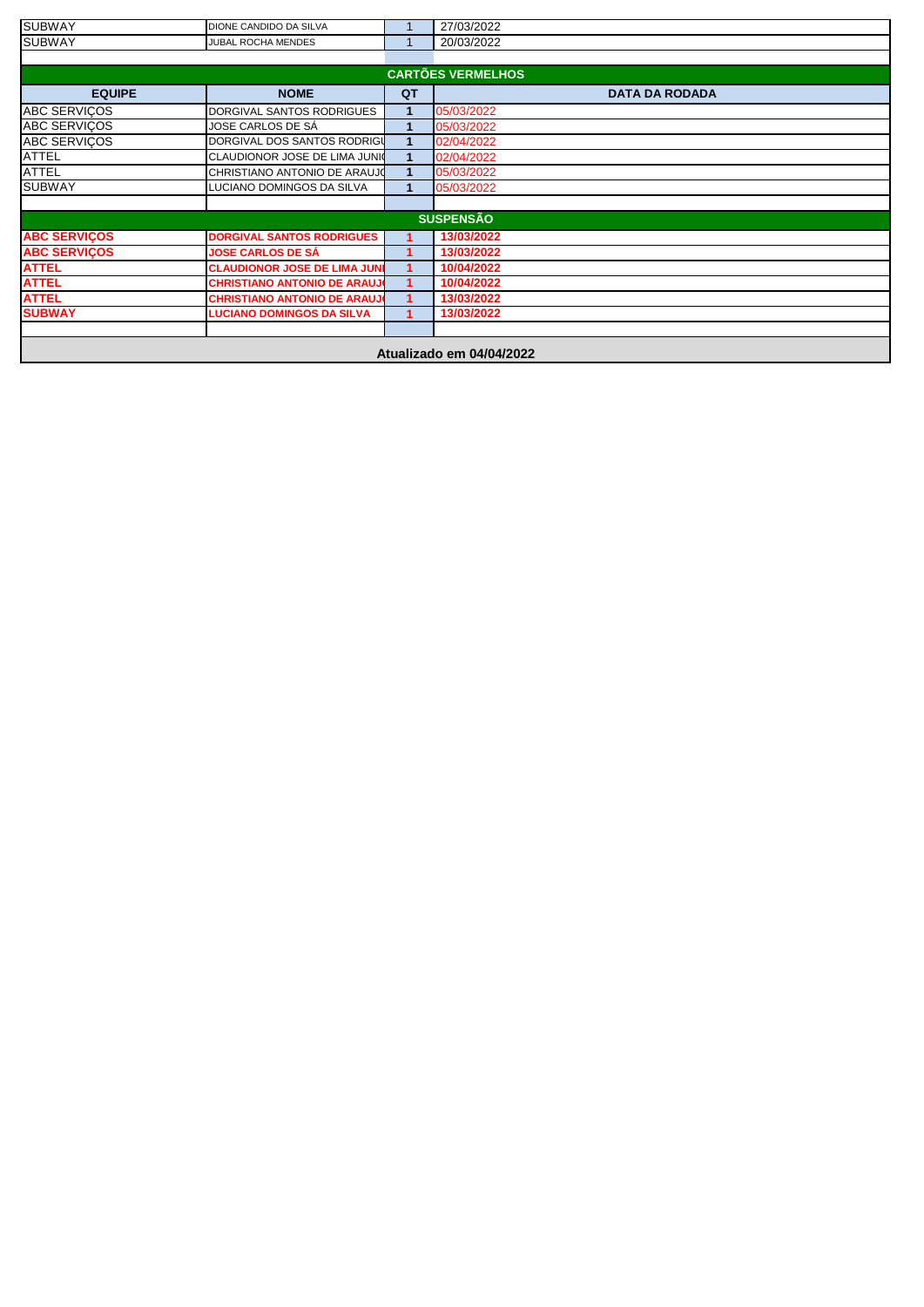| | | | |
|---|---|---|---|
| SUBWAY | DIONE CANDIDO DA SILVA | 1 | 27/03/2022 |
| SUBWAY | JUBAL ROCHA MENDES | 1 | 20/03/2022 |

## CARTÕES VERMELHOS

| EQUIPE | NOME | QT | DATA DA RODADA |
|---|---|---|---|
| ABC SERVIÇOS | DORGIVAL SANTOS RODRIGUES | 1 | 05/03/2022 |
| ABC SERVIÇOS | JOSE CARLOS DE SÁ | 1 | 05/03/2022 |
| ABC SERVIÇOS | DORGIVAL DOS SANTOS RODRIGU | 1 | 02/04/2022 |
| ATTEL | CLAUDIONOR JOSE DE LIMA JUNI | 1 | 02/04/2022 |
| ATTEL | CHRISTIANO ANTONIO DE ARAUJO | 1 | 05/03/2022 |
| SUBWAY | LUCIANO DOMINGOS DA SILVA | 1 | 05/03/2022 |

## SUSPENSÃO

| | | | |
|---|---|---|---|
| **ABC SERVIÇOS** | **DORGIVAL SANTOS RODRIGUES** | 1 | **13/03/2022** |
| **ABC SERVIÇOS** | **JOSE CARLOS DE SÁ** | 1 | **13/03/2022** |
| **ATTEL** | **CLAUDIONOR JOSE DE LIMA JUNI** | 1 | **10/04/2022** |
| **ATTEL** | **CHRISTIANO ANTONIO DE ARAUJ** | 1 | **10/04/2022** |
| **ATTEL** | **CHRISTIANO ANTONIO DE ARAUJ** | 1 | **13/03/2022** |
| **SUBWAY** | **LUCIANO DOMINGOS DA SILVA** | 1 | **13/03/2022** |

**Atualizado em 04/04/2022**